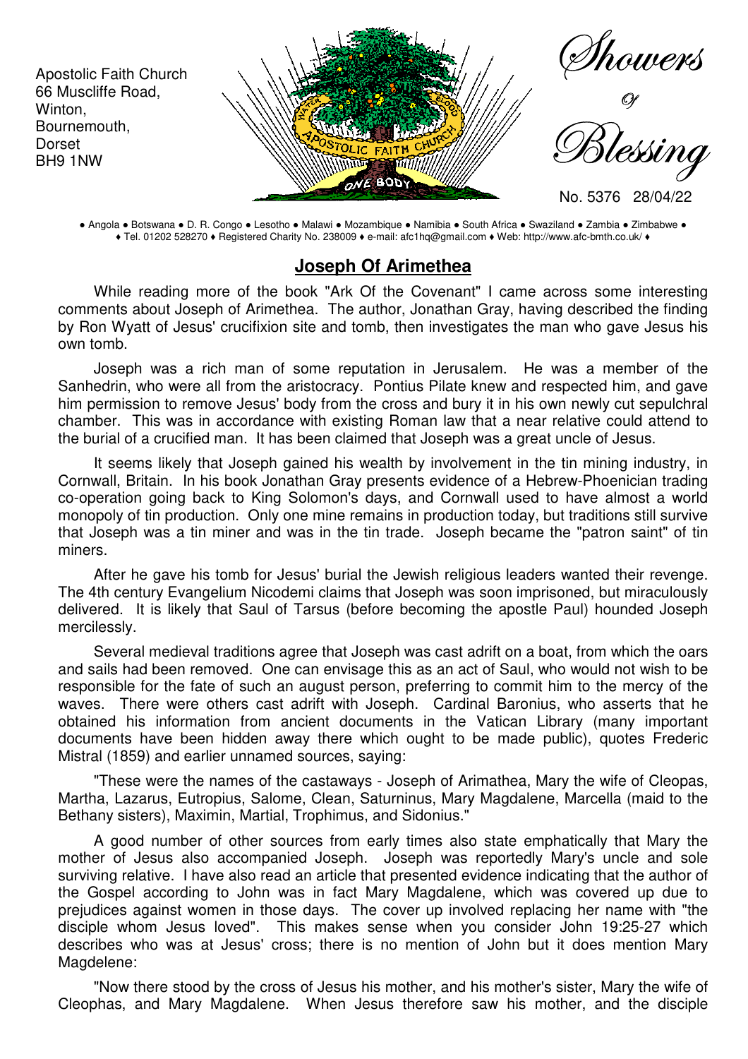Apostolic Faith Church
66 Muscliffe Road,
Winton,
Bournemouth,
Dorset
BH9 1NW

# Showers of Blessing

No. 5376 28/04/22

● Angola ● Botswana ● D. R. Congo ● Lesotho ● Malawi ● Mozambique ● Namibia ● South Africa ● Swaziland ● Zambia ● Zimbabwe ●
♦ Tel. 01202 528270 ♦ Registered Charity No. 238009 ♦ e-mail: afc1hq@gmail.com ♦ Web: http://www.afc-bmth.co.uk/ ♦

## Joseph Of Arimethea

While reading more of the book "Ark Of the Covenant" I came across some interesting comments about Joseph of Arimethea. The author, Jonathan Gray, having described the finding by Ron Wyatt of Jesus' crucifixion site and tomb, then investigates the man who gave Jesus his own tomb.

Joseph was a rich man of some reputation in Jerusalem. He was a member of the Sanhedrin, who were all from the aristocracy. Pontius Pilate knew and respected him, and gave him permission to remove Jesus' body from the cross and bury it in his own newly cut sepulchral chamber. This was in accordance with existing Roman law that a near relative could attend to the burial of a crucified man. It has been claimed that Joseph was a great uncle of Jesus.

It seems likely that Joseph gained his wealth by involvement in the tin mining industry, in Cornwall, Britain. In his book Jonathan Gray presents evidence of a Hebrew-Phoenician trading co-operation going back to King Solomon's days, and Cornwall used to have almost a world monopoly of tin production. Only one mine remains in production today, but traditions still survive that Joseph was a tin miner and was in the tin trade. Joseph became the "patron saint" of tin miners.

After he gave his tomb for Jesus' burial the Jewish religious leaders wanted their revenge. The 4th century Evangelium Nicodemi claims that Joseph was soon imprisoned, but miraculously delivered. It is likely that Saul of Tarsus (before becoming the apostle Paul) hounded Joseph mercilessly.

Several medieval traditions agree that Joseph was cast adrift on a boat, from which the oars and sails had been removed. One can envisage this as an act of Saul, who would not wish to be responsible for the fate of such an august person, preferring to commit him to the mercy of the waves. There were others cast adrift with Joseph. Cardinal Baronius, who asserts that he obtained his information from ancient documents in the Vatican Library (many important documents have been hidden away there which ought to be made public), quotes Frederic Mistral (1859) and earlier unnamed sources, saying:

"These were the names of the castaways - Joseph of Arimathea, Mary the wife of Cleopas, Martha, Lazarus, Eutropius, Salome, Clean, Saturninus, Mary Magdalene, Marcella (maid to the Bethany sisters), Maximin, Martial, Trophimus, and Sidonius."

A good number of other sources from early times also state emphatically that Mary the mother of Jesus also accompanied Joseph. Joseph was reportedly Mary's uncle and sole surviving relative. I have also read an article that presented evidence indicating that the author of the Gospel according to John was in fact Mary Magdalene, which was covered up due to prejudices against women in those days. The cover up involved replacing her name with "the disciple whom Jesus loved". This makes sense when you consider John 19:25-27 which describes who was at Jesus' cross; there is no mention of John but it does mention Mary Magdelene:

"Now there stood by the cross of Jesus his mother, and his mother's sister, Mary the wife of Cleophas, and Mary Magdalene. When Jesus therefore saw his mother, and the disciple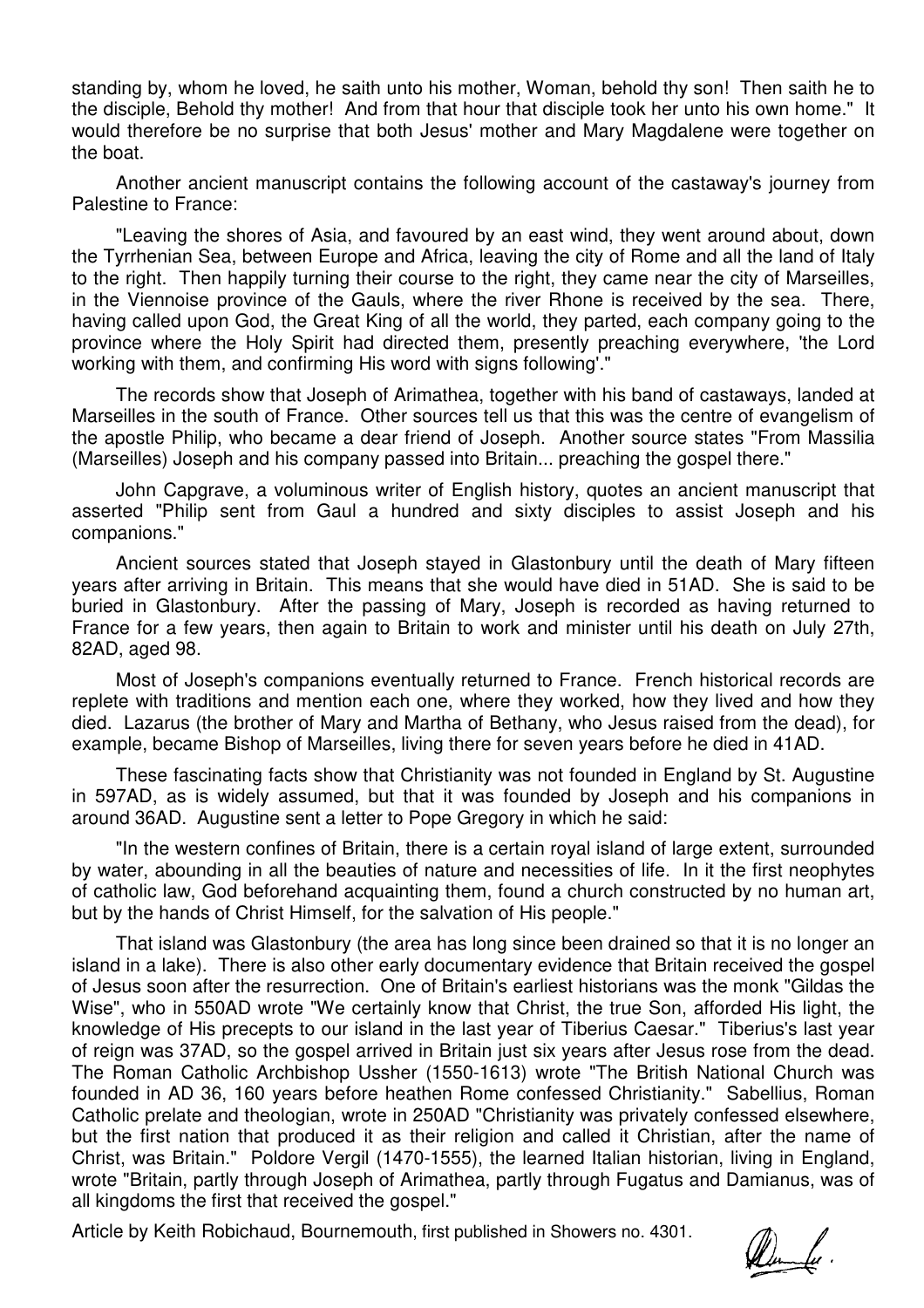standing by, whom he loved, he saith unto his mother, Woman, behold thy son! Then saith he to the disciple, Behold thy mother! And from that hour that disciple took her unto his own home." It would therefore be no surprise that both Jesus' mother and Mary Magdalene were together on the boat.

Another ancient manuscript contains the following account of the castaway's journey from Palestine to France:

"Leaving the shores of Asia, and favoured by an east wind, they went around about, down the Tyrrhenian Sea, between Europe and Africa, leaving the city of Rome and all the land of Italy to the right. Then happily turning their course to the right, they came near the city of Marseilles, in the Viennoise province of the Gauls, where the river Rhone is received by the sea. There, having called upon God, the Great King of all the world, they parted, each company going to the province where the Holy Spirit had directed them, presently preaching everywhere, 'the Lord working with them, and confirming His word with signs following'."

The records show that Joseph of Arimathea, together with his band of castaways, landed at Marseilles in the south of France. Other sources tell us that this was the centre of evangelism of the apostle Philip, who became a dear friend of Joseph. Another source states "From Massilia (Marseilles) Joseph and his company passed into Britain... preaching the gospel there."

John Capgrave, a voluminous writer of English history, quotes an ancient manuscript that asserted "Philip sent from Gaul a hundred and sixty disciples to assist Joseph and his companions."

Ancient sources stated that Joseph stayed in Glastonbury until the death of Mary fifteen years after arriving in Britain. This means that she would have died in 51AD. She is said to be buried in Glastonbury. After the passing of Mary, Joseph is recorded as having returned to France for a few years, then again to Britain to work and minister until his death on July 27th, 82AD, aged 98.

Most of Joseph's companions eventually returned to France. French historical records are replete with traditions and mention each one, where they worked, how they lived and how they died. Lazarus (the brother of Mary and Martha of Bethany, who Jesus raised from the dead), for example, became Bishop of Marseilles, living there for seven years before he died in 41AD.

These fascinating facts show that Christianity was not founded in England by St. Augustine in 597AD, as is widely assumed, but that it was founded by Joseph and his companions in around 36AD. Augustine sent a letter to Pope Gregory in which he said:

"In the western confines of Britain, there is a certain royal island of large extent, surrounded by water, abounding in all the beauties of nature and necessities of life. In it the first neophytes of catholic law, God beforehand acquainting them, found a church constructed by no human art, but by the hands of Christ Himself, for the salvation of His people."

That island was Glastonbury (the area has long since been drained so that it is no longer an island in a lake). There is also other early documentary evidence that Britain received the gospel of Jesus soon after the resurrection. One of Britain's earliest historians was the monk "Gildas the Wise", who in 550AD wrote "We certainly know that Christ, the true Son, afforded His light, the knowledge of His precepts to our island in the last year of Tiberius Caesar." Tiberius's last year of reign was 37AD, so the gospel arrived in Britain just six years after Jesus rose from the dead. The Roman Catholic Archbishop Ussher (1550-1613) wrote "The British National Church was founded in AD 36, 160 years before heathen Rome confessed Christianity." Sabellius, Roman Catholic prelate and theologian, wrote in 250AD "Christianity was privately confessed elsewhere, but the first nation that produced it as their religion and called it Christian, after the name of Christ, was Britain." Poldore Vergil (1470-1555), the learned Italian historian, living in England, wrote "Britain, partly through Joseph of Arimathea, partly through Fugatus and Damianus, was of all kingdoms the first that received the gospel."

Article by Keith Robichaud, Bournemouth, first published in Showers no. 4301.